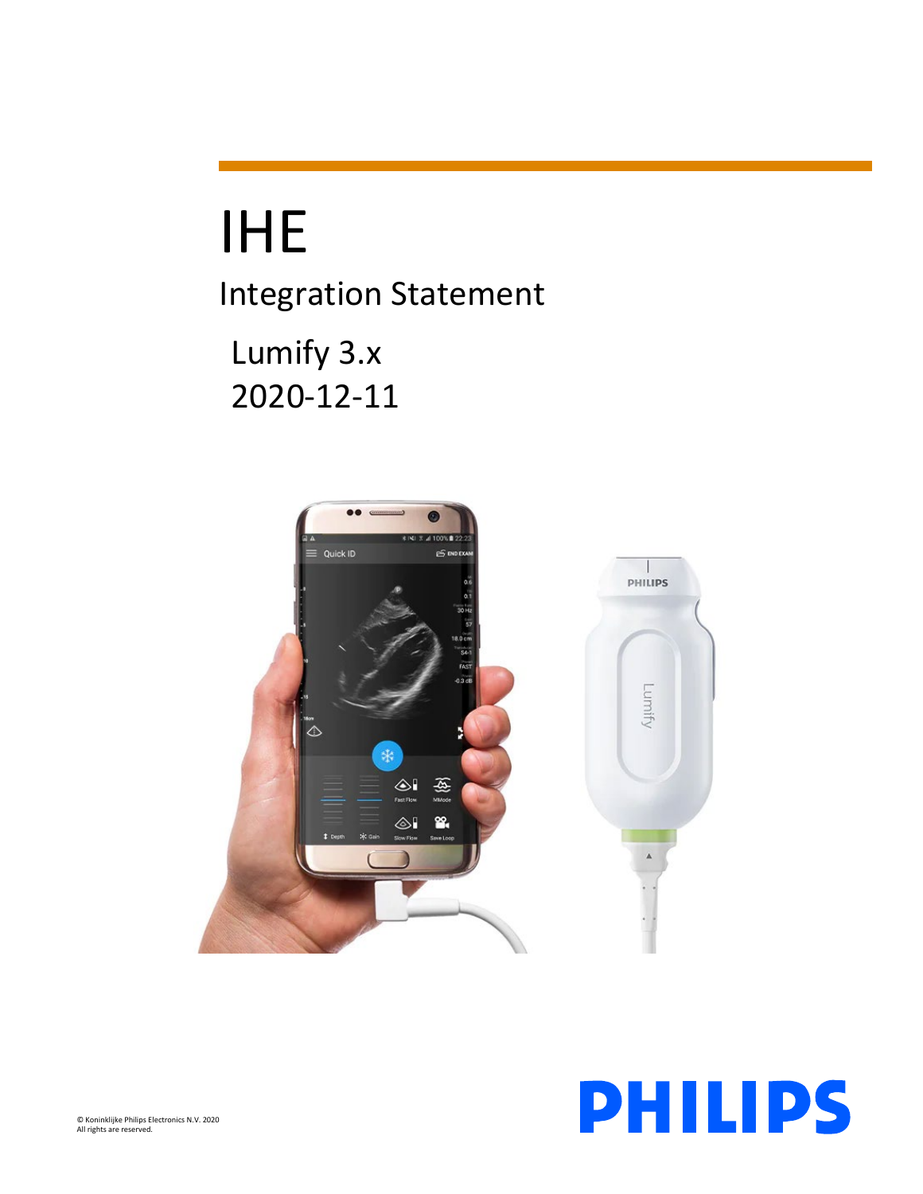# IHE

## Integration Statement

Lumify 3.x

2020-12-11

PHILIPS

© Koninklijke Philips Electronics N.V. 2020
All rights are reserved.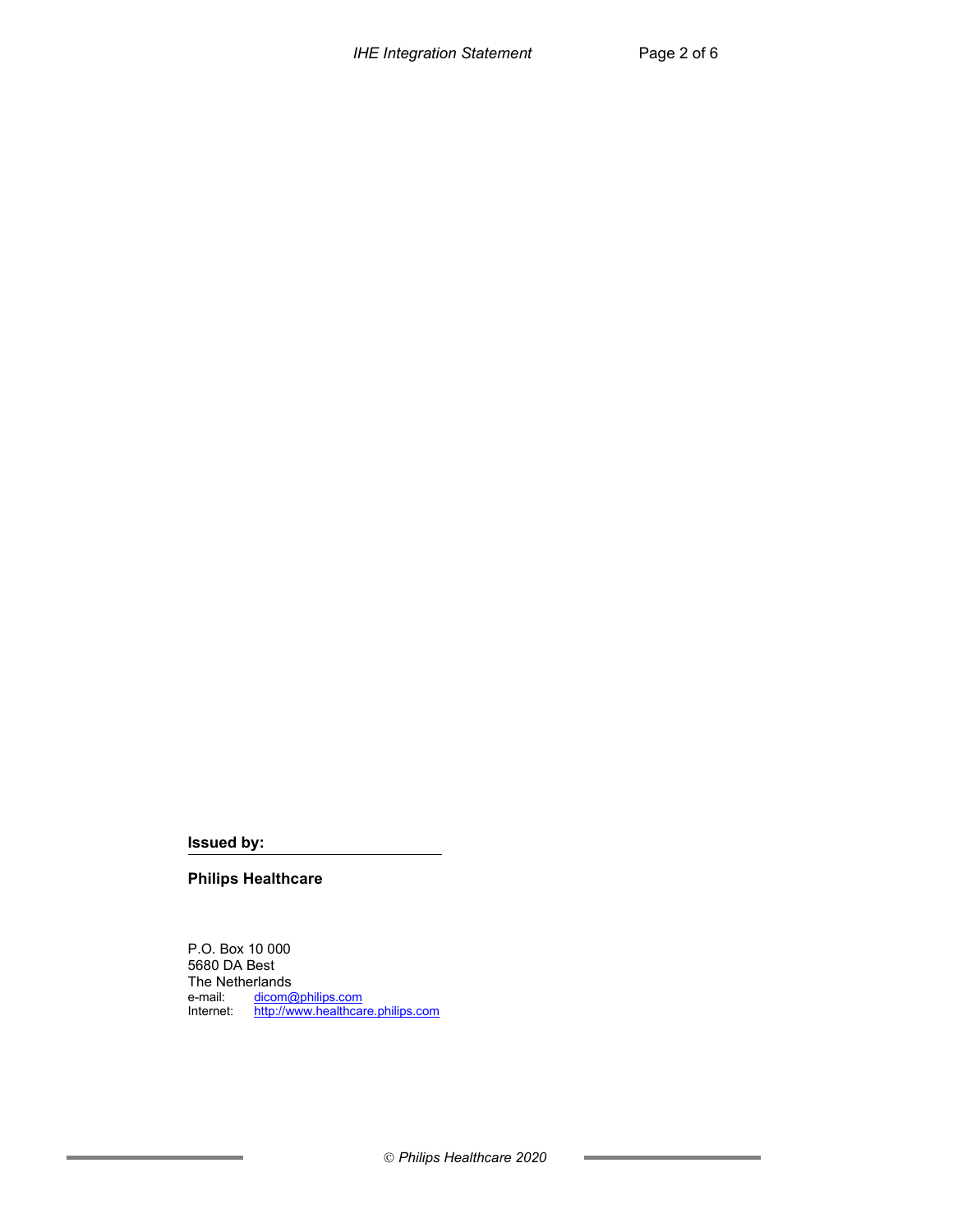**Issued by:**

**Philips Healthcare**

P.O. Box 10 000
5680 DA Best
The Netherlands
e-mail: dicom@philips.com
Internet: http://www.healthcare.philips.com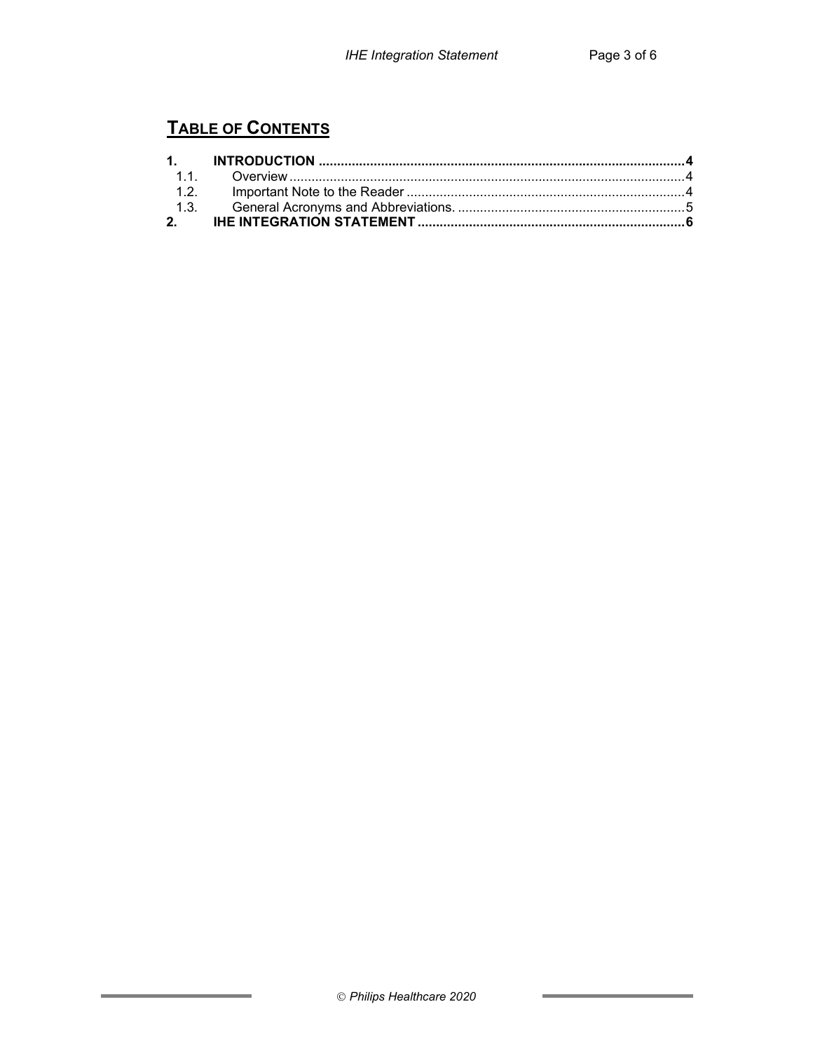## TABLE OF CONTENTS

**1. INTRODUCTION ....................................................................................................4**

1.1. Overview ..........................................................................................................4

1.2. Important Note to the Reader ..........................................................................4

1.3. General Acronyms and Abbreviations. ............................................................5

**2. IHE INTEGRATION STATEMENT ........................................................................6**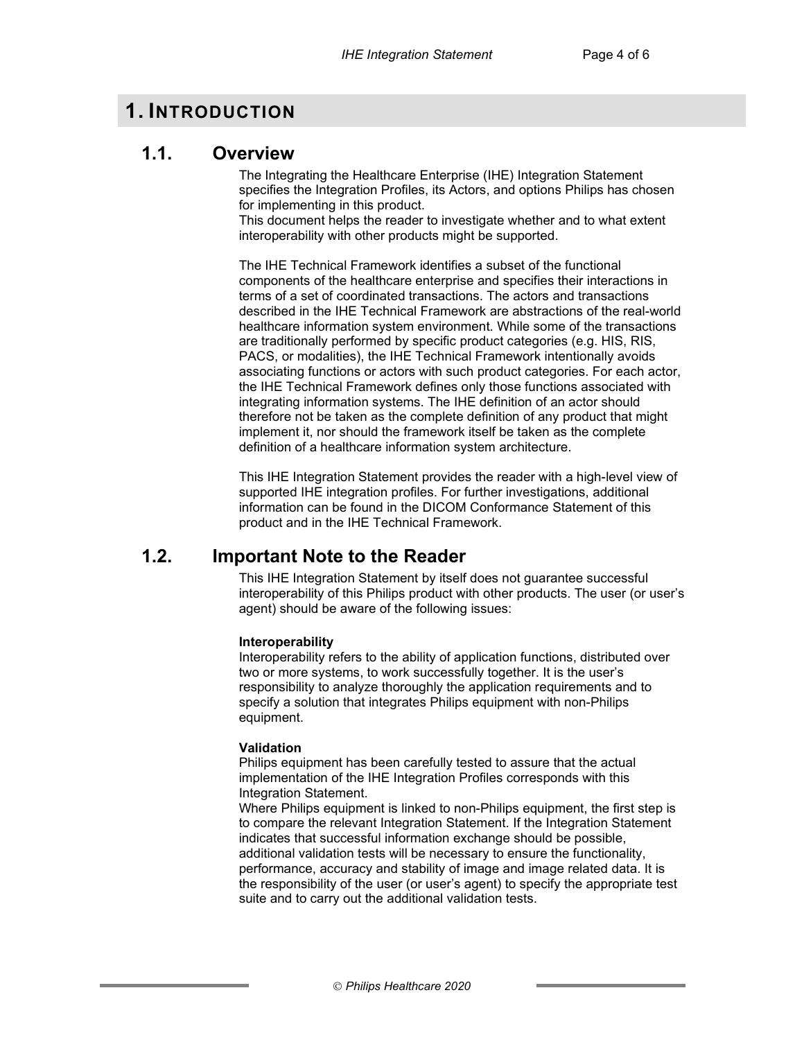# 1. INTRODUCTION

## 1.1. Overview

The Integrating the Healthcare Enterprise (IHE) Integration Statement specifies the Integration Profiles, its Actors, and options Philips has chosen for implementing in this product.
This document helps the reader to investigate whether and to what extent interoperability with other products might be supported.

The IHE Technical Framework identifies a subset of the functional components of the healthcare enterprise and specifies their interactions in terms of a set of coordinated transactions. The actors and transactions described in the IHE Technical Framework are abstractions of the real-world healthcare information system environment. While some of the transactions are traditionally performed by specific product categories (e.g. HIS, RIS, PACS, or modalities), the IHE Technical Framework intentionally avoids associating functions or actors with such product categories. For each actor, the IHE Technical Framework defines only those functions associated with integrating information systems. The IHE definition of an actor should therefore not be taken as the complete definition of any product that might implement it, nor should the framework itself be taken as the complete definition of a healthcare information system architecture.

This IHE Integration Statement provides the reader with a high-level view of supported IHE integration profiles. For further investigations, additional information can be found in the DICOM Conformance Statement of this product and in the IHE Technical Framework.

## 1.2. Important Note to the Reader

This IHE Integration Statement by itself does not guarantee successful interoperability of this Philips product with other products. The user (or user's agent) should be aware of the following issues:

**Interoperability**
Interoperability refers to the ability of application functions, distributed over two or more systems, to work successfully together. It is the user's responsibility to analyze thoroughly the application requirements and to specify a solution that integrates Philips equipment with non-Philips equipment.

**Validation**
Philips equipment has been carefully tested to assure that the actual implementation of the IHE Integration Profiles corresponds with this Integration Statement.
Where Philips equipment is linked to non-Philips equipment, the first step is to compare the relevant Integration Statement. If the Integration Statement indicates that successful information exchange should be possible, additional validation tests will be necessary to ensure the functionality, performance, accuracy and stability of image and image related data. It is the responsibility of the user (or user's agent) to specify the appropriate test suite and to carry out the additional validation tests.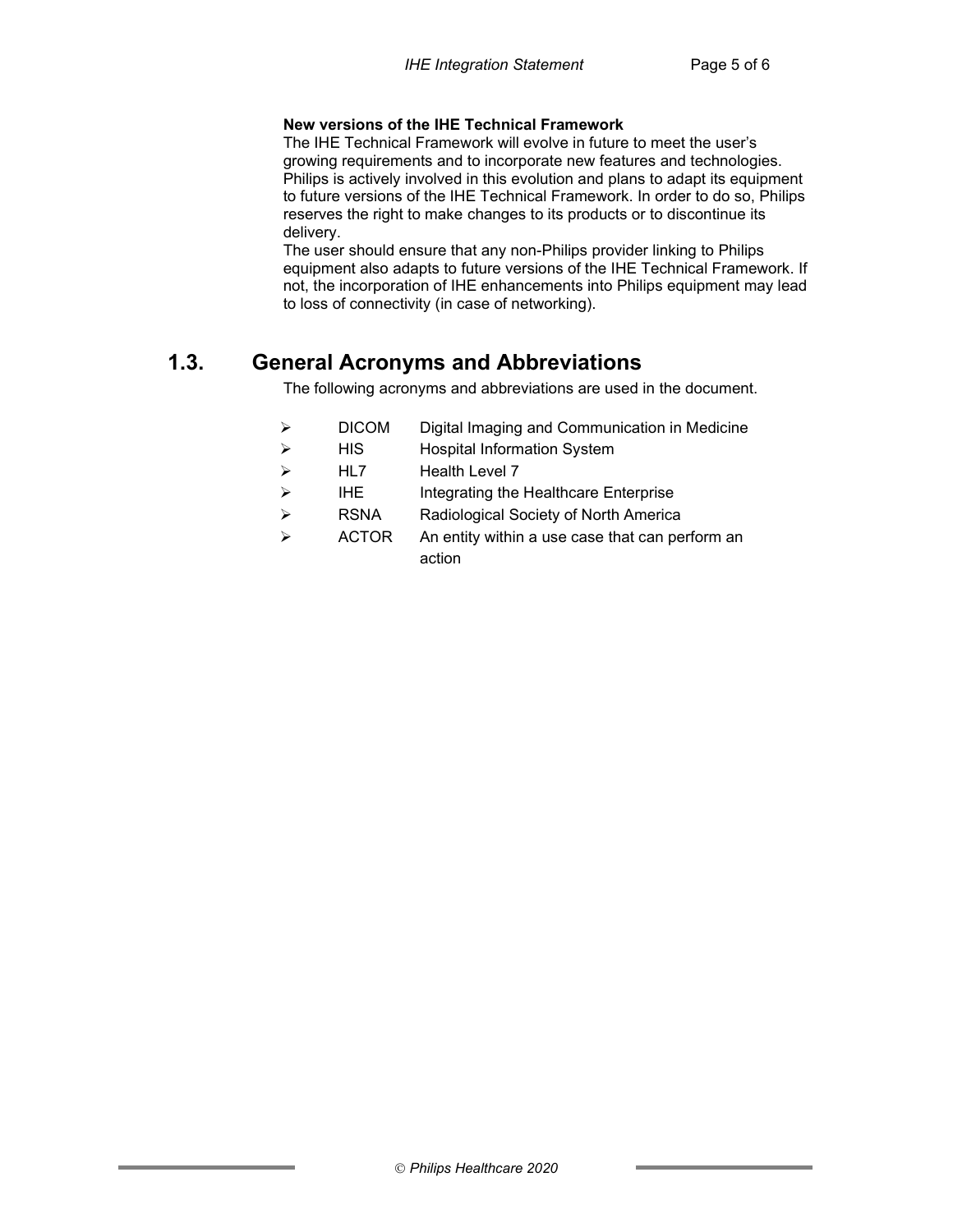**New versions of the IHE Technical Framework**

The IHE Technical Framework will evolve in future to meet the user's growing requirements and to incorporate new features and technologies. Philips is actively involved in this evolution and plans to adapt its equipment to future versions of the IHE Technical Framework. In order to do so, Philips reserves the right to make changes to its products or to discontinue its delivery.

The user should ensure that any non-Philips provider linking to Philips equipment also adapts to future versions of the IHE Technical Framework. If not, the incorporation of IHE enhancements into Philips equipment may lead to loss of connectivity (in case of networking).

## 1.3. General Acronyms and Abbreviations

The following acronyms and abbreviations are used in the document.

- DICOM Digital Imaging and Communication in Medicine
- HIS Hospital Information System
- HL7 Health Level 7
- IHE Integrating the Healthcare Enterprise
- RSNA Radiological Society of North America
- ACTOR An entity within a use case that can perform an action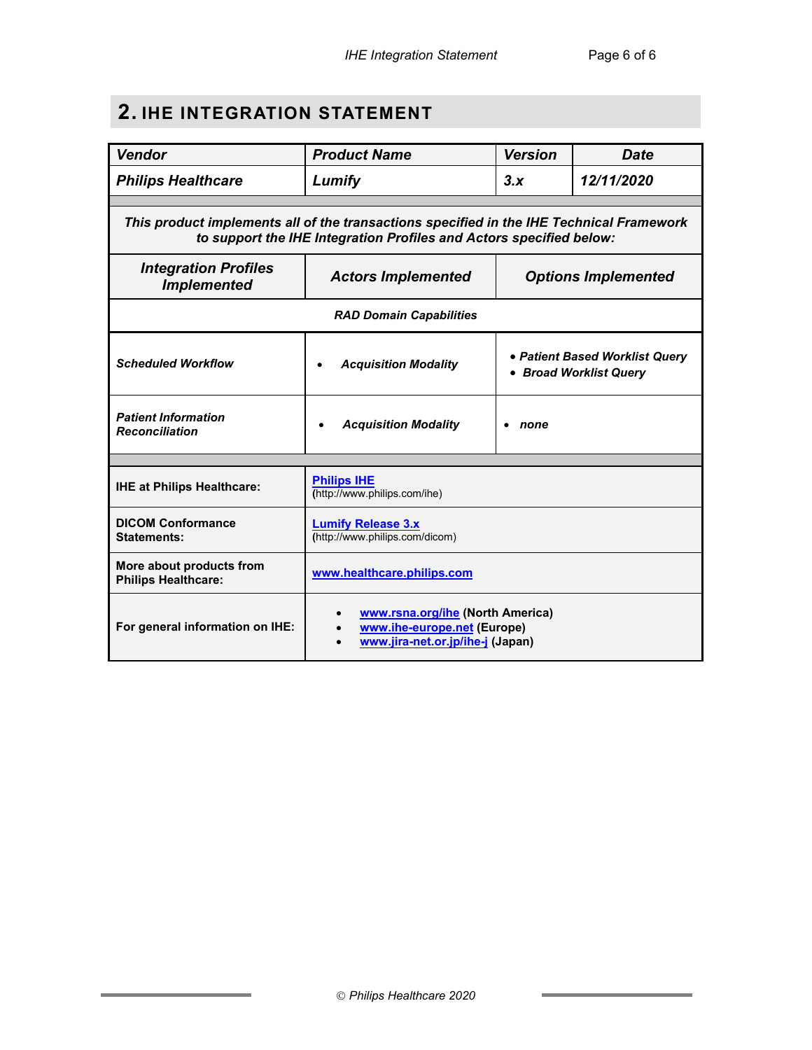## 2. IHE INTEGRATION STATEMENT

| *Vendor* | *Product Name* | *Version* | *Date* |
|---|---|---|---|
| ***Philips Healthcare*** | ***Lumify*** | ***3.x*** | ***12/11/2020*** |

***This product implements all of the transactions specified in the IHE Technical Framework to support the IHE Integration Profiles and Actors specified below:***

| *Integration Profiles Implemented* | *Actors Implemented* | *Options Implemented* |
|---|---|---|
| ***RAD Domain Capabilities*** | | |
| ***Scheduled Workflow*** | • ***Acquisition Modality*** | • ***Patient Based Worklist Query*** <br> • ***Broad Worklist Query*** |
| ***Patient Information Reconciliation*** | • ***Acquisition Modality*** | • ***none*** |

| | |
|---|---|
| **IHE at Philips Healthcare:** | **Philips IHE** <br> (http://www.philips.com/ihe) |
| **DICOM Conformance Statements:** | **Lumify Release 3.x** <br> (http://www.philips.com/dicom) |
| **More about products from Philips Healthcare:** | **www.healthcare.philips.com** |
| **For general information on IHE:** | • **www.rsna.org/ihe (North America)** <br> • **www.ihe-europe.net (Europe)** <br> • **www.jira-net.or.jp/ihe-j (Japan)** |

*© Philips Healthcare 2020*